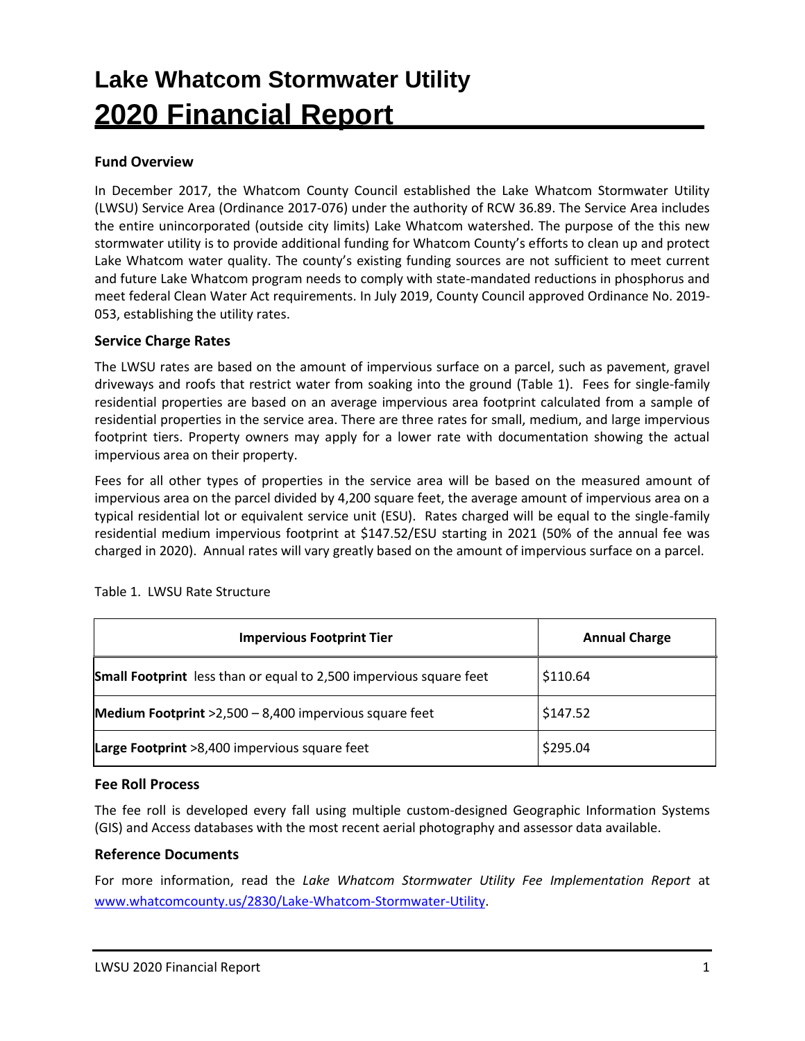# Lake Whatcom Stormwater Utility

# 2020 Financial Report

### Fund Overview

In December 2017, the Whatcom County Council established the Lake Whatcom Stormwater Utility (LWSU) Service Area (Ordinance 2017-076) under the authority of RCW 36.89. The Service Area includes the entire unincorporated (outside city limits) Lake Whatcom watershed. The purpose of the this new stormwater utility is to provide additional funding for Whatcom County's efforts to clean up and protect Lake Whatcom water quality. The county's existing funding sources are not sufficient to meet current and future Lake Whatcom program needs to comply with state-mandated reductions in phosphorus and meet federal Clean Water Act requirements. In July 2019, County Council approved Ordinance No. 2019-053, establishing the utility rates.

### Service Charge Rates

The LWSU rates are based on the amount of impervious surface on a parcel, such as pavement, gravel driveways and roofs that restrict water from soaking into the ground (Table 1). Fees for single-family residential properties are based on an average impervious area footprint calculated from a sample of residential properties in the service area. There are three rates for small, medium, and large impervious footprint tiers. Property owners may apply for a lower rate with documentation showing the actual impervious area on their property.

Fees for all other types of properties in the service area will be based on the measured amount of impervious area on the parcel divided by 4,200 square feet, the average amount of impervious area on a typical residential lot or equivalent service unit (ESU). Rates charged will be equal to the single-family residential medium impervious footprint at $147.52/ESU starting in 2021 (50% of the annual fee was charged in 2020). Annual rates will vary greatly based on the amount of impervious surface on a parcel.

Table 1. LWSU Rate Structure

| Impervious Footprint Tier | Annual Charge |
|---|---|
| **Small Footprint** less than or equal to 2,500 impervious square feet | $110.64 |
| **Medium Footprint** >2,500 – 8,400 impervious square feet | $147.52 |
| **Large Footprint** >8,400 impervious square feet | $295.04 |

### Fee Roll Process

The fee roll is developed every fall using multiple custom-designed Geographic Information Systems (GIS) and Access databases with the most recent aerial photography and assessor data available.

### Reference Documents

For more information, read the *Lake Whatcom Stormwater Utility Fee Implementation Report* at www.whatcomcounty.us/2830/Lake-Whatcom-Stormwater-Utility.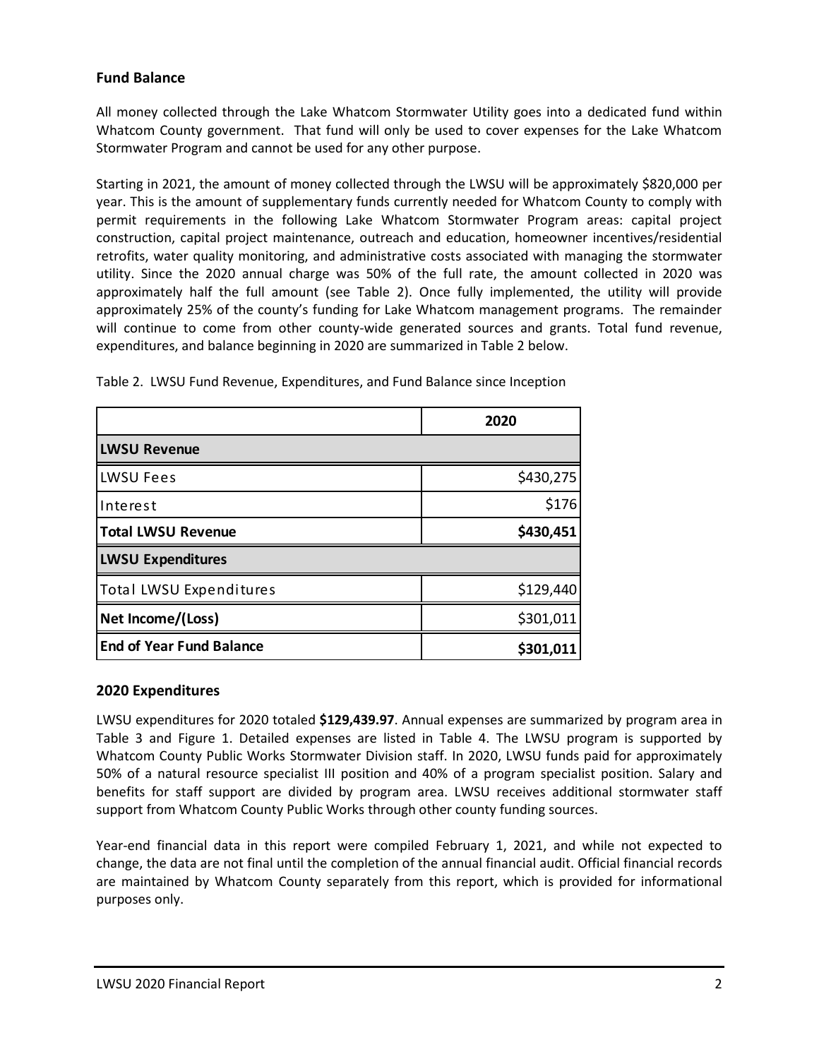## Fund Balance

All money collected through the Lake Whatcom Stormwater Utility goes into a dedicated fund within Whatcom County government. That fund will only be used to cover expenses for the Lake Whatcom Stormwater Program and cannot be used for any other purpose.

Starting in 2021, the amount of money collected through the LWSU will be approximately $820,000 per year. This is the amount of supplementary funds currently needed for Whatcom County to comply with permit requirements in the following Lake Whatcom Stormwater Program areas: capital project construction, capital project maintenance, outreach and education, homeowner incentives/residential retrofits, water quality monitoring, and administrative costs associated with managing the stormwater utility. Since the 2020 annual charge was 50% of the full rate, the amount collected in 2020 was approximately half the full amount (see Table 2). Once fully implemented, the utility will provide approximately 25% of the county's funding for Lake Whatcom management programs. The remainder will continue to come from other county-wide generated sources and grants. Total fund revenue, expenditures, and balance beginning in 2020 are summarized in Table 2 below.

Table 2. LWSU Fund Revenue, Expenditures, and Fund Balance since Inception

| | 2020 |
|---|---|
| **LWSU Revenue** | |
| LWSU Fees | $430,275 |
| Interest | $176 |
| **Total LWSU Revenue** | **$430,451** |
| **LWSU Expenditures** | |
| Total LWSU Expenditures | $129,440 |
| **Net Income/(Loss)** | $301,011 |
| **End of Year Fund Balance** | **$301,011** |

## 2020 Expenditures

LWSU expenditures for 2020 totaled **$129,439.97**. Annual expenses are summarized by program area in Table 3 and Figure 1. Detailed expenses are listed in Table 4. The LWSU program is supported by Whatcom County Public Works Stormwater Division staff. In 2020, LWSU funds paid for approximately 50% of a natural resource specialist III position and 40% of a program specialist position. Salary and benefits for staff support are divided by program area. LWSU receives additional stormwater staff support from Whatcom County Public Works through other county funding sources.

Year-end financial data in this report were compiled February 1, 2021, and while not expected to change, the data are not final until the completion of the annual financial audit. Official financial records are maintained by Whatcom County separately from this report, which is provided for informational purposes only.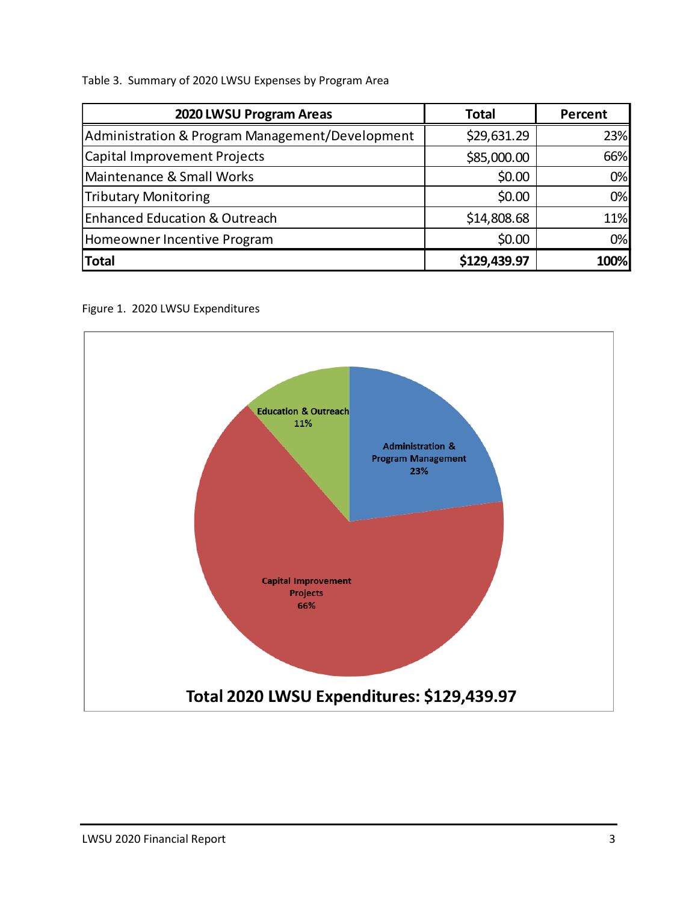Table 3. Summary of 2020 LWSU Expenses by Program Area

| 2020 LWSU Program Areas | Total | Percent |
|---|---|---|
| Administration & Program Management/Development | $29,631.29 | 23% |
| Capital Improvement Projects | $85,000.00 | 66% |
| Maintenance & Small Works | $0.00 | 0% |
| Tributary Monitoring | $0.00 | 0% |
| Enhanced Education & Outreach | $14,808.68 | 11% |
| Homeowner Incentive Program | $0.00 | 0% |
| **Total** | **$129,439.97** | **100%** |

Figure 1. 2020 LWSU Expenditures

Education & Outreach 11%

Administration & Program Management 23%

Capital Improvement Projects 66%

**Total 2020 LWSU Expenditures: $129,439.97**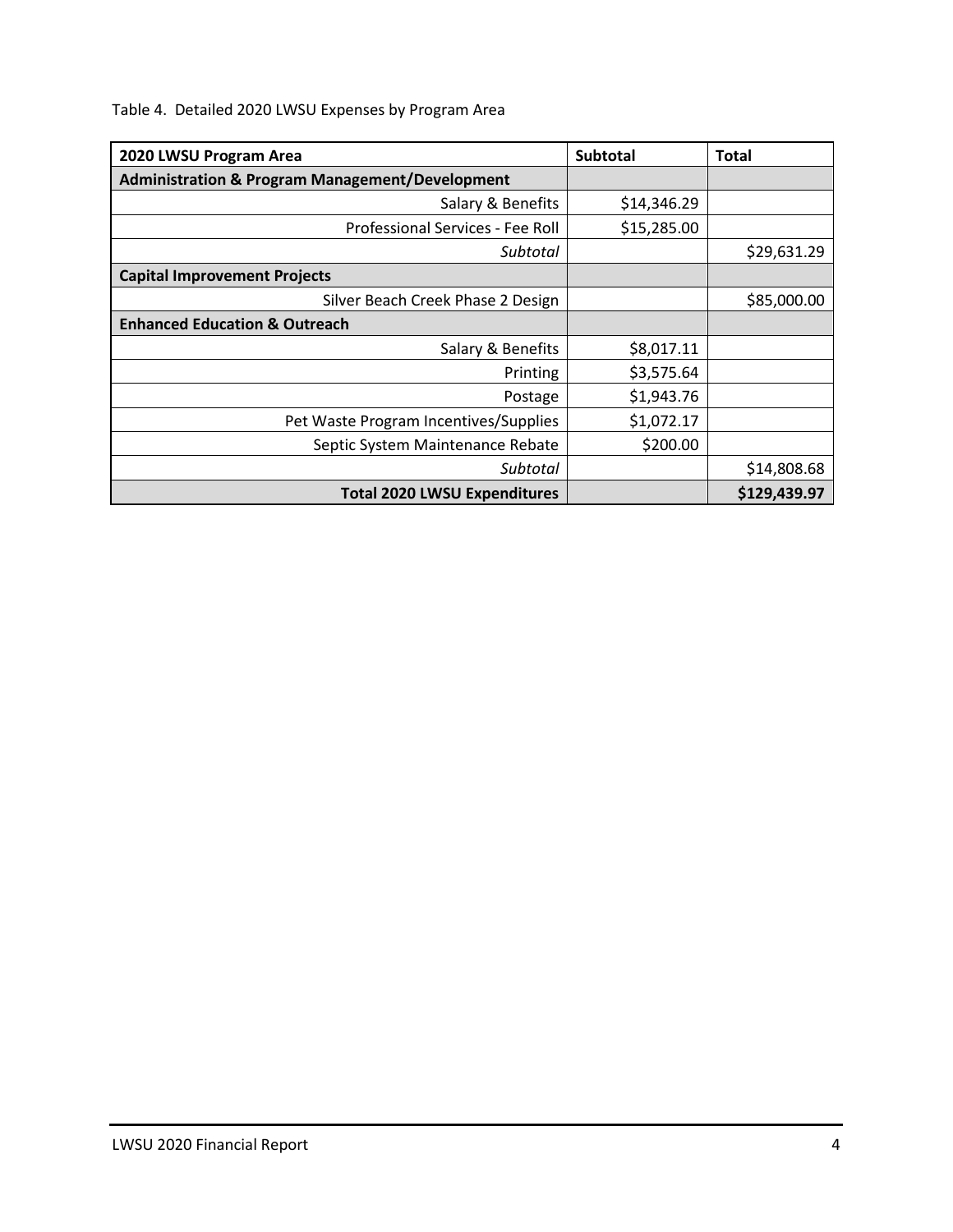Table 4. Detailed 2020 LWSU Expenses by Program Area

| 2020 LWSU Program Area | Subtotal | Total |
|---|---|---|
| **Administration & Program Management/Development** | | |
| Salary & Benefits | $14,346.29 | |
| Professional Services - Fee Roll | $15,285.00 | |
| *Subtotal* | | $29,631.29 |
| **Capital Improvement Projects** | | |
| Silver Beach Creek Phase 2 Design | | $85,000.00 |
| **Enhanced Education & Outreach** | | |
| Salary & Benefits | $8,017.11 | |
| Printing | $3,575.64 | |
| Postage | $1,943.76 | |
| Pet Waste Program Incentives/Supplies | $1,072.17 | |
| Septic System Maintenance Rebate | $200.00 | |
| *Subtotal* | | $14,808.68 |
| **Total 2020 LWSU Expenditures** | | **$129,439.97** |